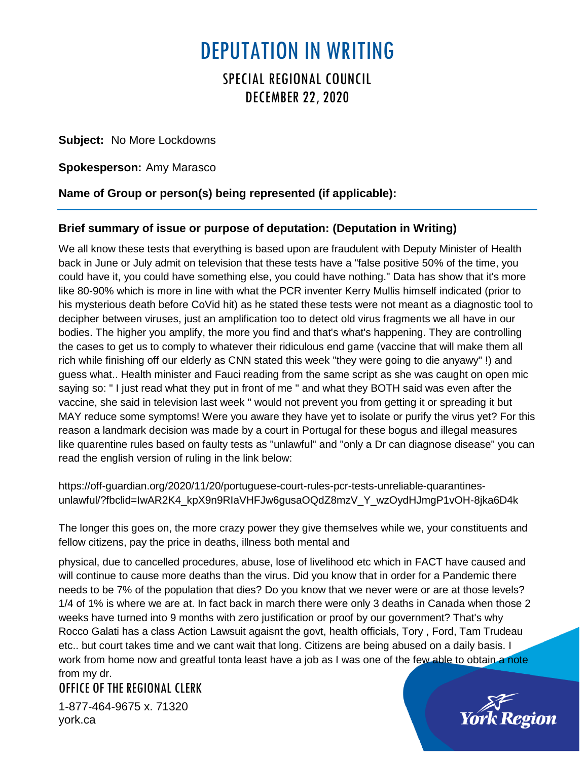# DEPUTATION IN WRITING

## SPECIAL REGIONAL COUNCIL
## DECEMBER 22, 2020

**Subject:** No More Lockdowns

**Spokesperson:** Amy Marasco

**Name of Group or person(s) being represented (if applicable):**

---

**Brief summary of issue or purpose of deputation: (Deputation in Writing)**

We all know these tests that everything is based upon are fraudulent with Deputy Minister of Health back in June or July admit on television that these tests have a "false positive 50% of the time, you could have it, you could have something else, you could have nothing." Data has show that it's more like 80-90% which is more in line with what the PCR inventer Kerry Mullis himself indicated (prior to his mysterious death before CoVid hit) as he stated these tests were not meant as a diagnostic tool to decipher between viruses, just an amplification too to detect old virus fragments we all have in our bodies. The higher you amplify, the more you find and that's what's happening. They are controlling the cases to get us to comply to whatever their ridiculous end game (vaccine that will make them all rich while finishing off our elderly as CNN stated this week "they were going to die anyawy" !) and guess what.. Health minister and Fauci reading from the same script as she was caught on open mic saying so: " I just read what they put in front of me " and what they BOTH said was even after the vaccine, she said in television last week " would not prevent you from getting it or spreading it but MAY reduce some symptoms! Were you aware they have yet to isolate or purify the virus yet? For this reason a landmark decision was made by a court in Portugal for these bogus and illegal measures like quarentine rules based on faulty tests as "unlawful" and "only a Dr can diagnose disease" you can read the english version of ruling in the link below:

https://off-guardian.org/2020/11/20/portuguese-court-rules-pcr-tests-unreliable-quarantines-unlawful/?fbclid=IwAR2K4_kpX9n9RIaVHFJw6gusaOQdZ8mzV_Y_wzOydHJmgP1vOH-8jka6D4k

The longer this goes on, the more crazy power they give themselves while we, your constituents and fellow citizens, pay the price in deaths, illness both mental and

physical, due to cancelled procedures, abuse, lose of livelihood etc which in FACT have caused and will continue to cause more deaths than the virus. Did you know that in order for a Pandemic there needs to be 7% of the population that dies? Do you know that we never were or are at those levels? 1/4 of 1% is where we are at. In fact back in march there were only 3 deaths in Canada when those 2 weeks have turned into 9 months with zero justification or proof by our government? That's why Rocco Galati has a class Action Lawsuit agaisnt the govt, health officials, Tory , Ford, Tam Trudeau etc.. but court takes time and we cant wait that long. Citizens are being abused on a daily basis. I work from home now and greatful tonta least have a job as I was one of the few able to obtain a note from my dr.

OFFICE OF THE REGIONAL CLERK

1-877-464-9675 x. 71320

york.ca

York Region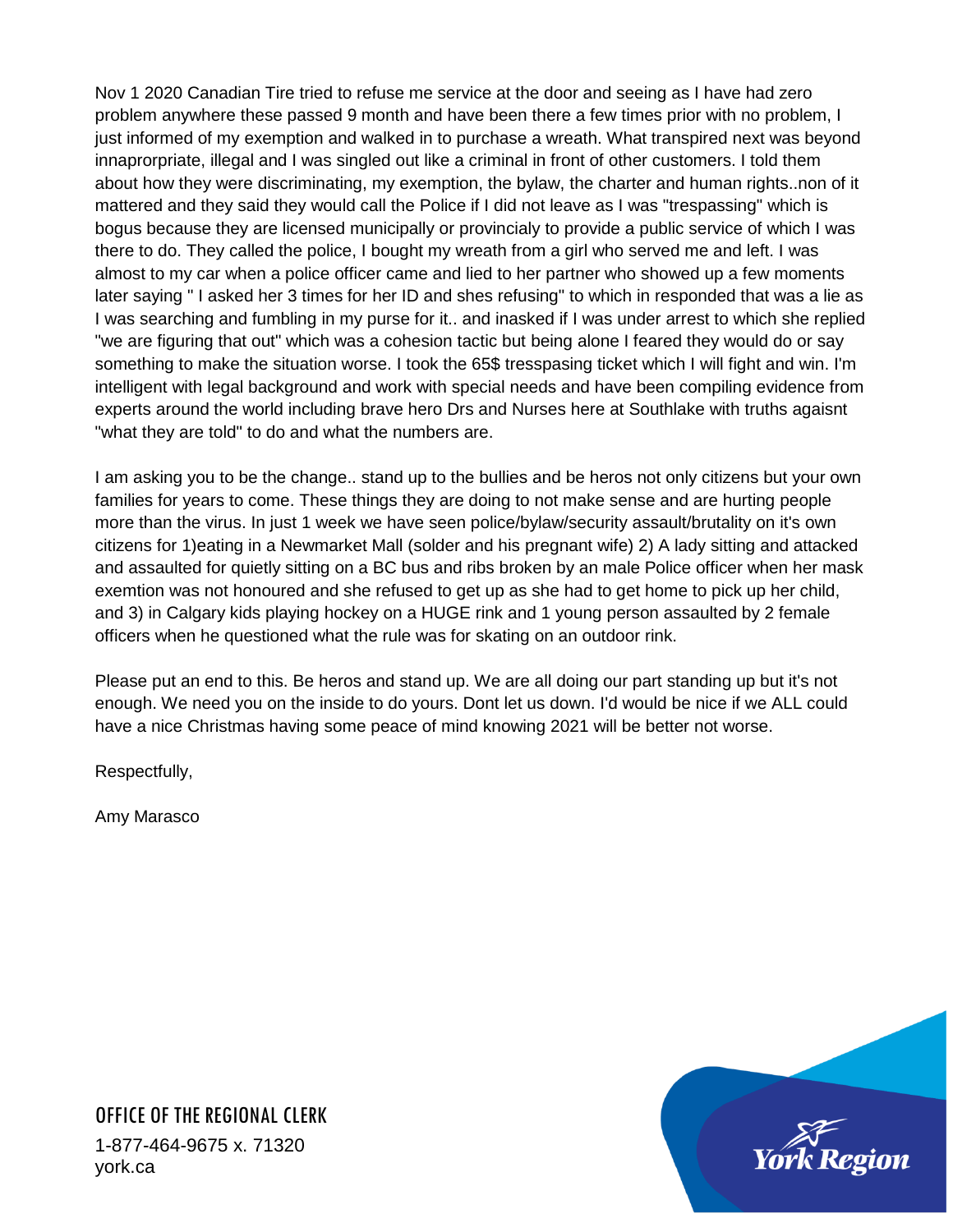Nov 1 2020 Canadian Tire tried to refuse me service at the door and seeing as I have had zero problem anywhere these passed 9 month and have been there a few times prior with no problem, I just informed of my exemption and walked in to purchase a wreath. What transpired next was beyond innaprorpriate, illegal and I was singled out like a criminal in front of other customers. I told them about how they were discriminating, my exemption, the bylaw, the charter and human rights..non of it mattered and they said they would call the Police if I did not leave as I was "trespassing" which is bogus because they are licensed municipally or provincialy to provide a public service of which I was there to do. They called the police, I bought my wreath from a girl who served me and left. I was almost to my car when a police officer came and lied to her partner who showed up a few moments later saying " I asked her 3 times for her ID and shes refusing" to which in responded that was a lie as I was searching and fumbling in my purse for it.. and inasked if I was under arrest to which she replied "we are figuring that out" which was a cohesion tactic but being alone I feared they would do or say something to make the situation worse. I took the 65$ tresspasing ticket which I will fight and win. I'm intelligent with legal background and work with special needs and have been compiling evidence from experts around the world including brave hero Drs and Nurses here at Southlake with truths agaisnt "what they are told" to do and what the numbers are.

I am asking you to be the change.. stand up to the bullies and be heros not only citizens but your own families for years to come. These things they are doing to not make sense and are hurting people more than the virus. In just 1 week we have seen police/bylaw/security assault/brutality on it's own citizens for 1)eating in a Newmarket Mall (solder and his pregnant wife) 2) A lady sitting and attacked and assaulted for quietly sitting on a BC bus and ribs broken by an male Police officer when her mask exemtion was not honoured and she refused to get up as she had to get home to pick up her child, and 3) in Calgary kids playing hockey on a HUGE rink and 1 young person assaulted by 2 female officers when he questioned what the rule was for skating on an outdoor rink.

Please put an end to this. Be heros and stand up. We are all doing our part standing up but it's not enough. We need you on the inside to do yours. Dont let us down. I'd would be nice if we ALL could have a nice Christmas having some peace of mind knowing 2021 will be better not worse.

Respectfully,

Amy Marasco

OFFICE OF THE REGIONAL CLERK

1-877-464-9675 x. 71320
york.ca

York Region